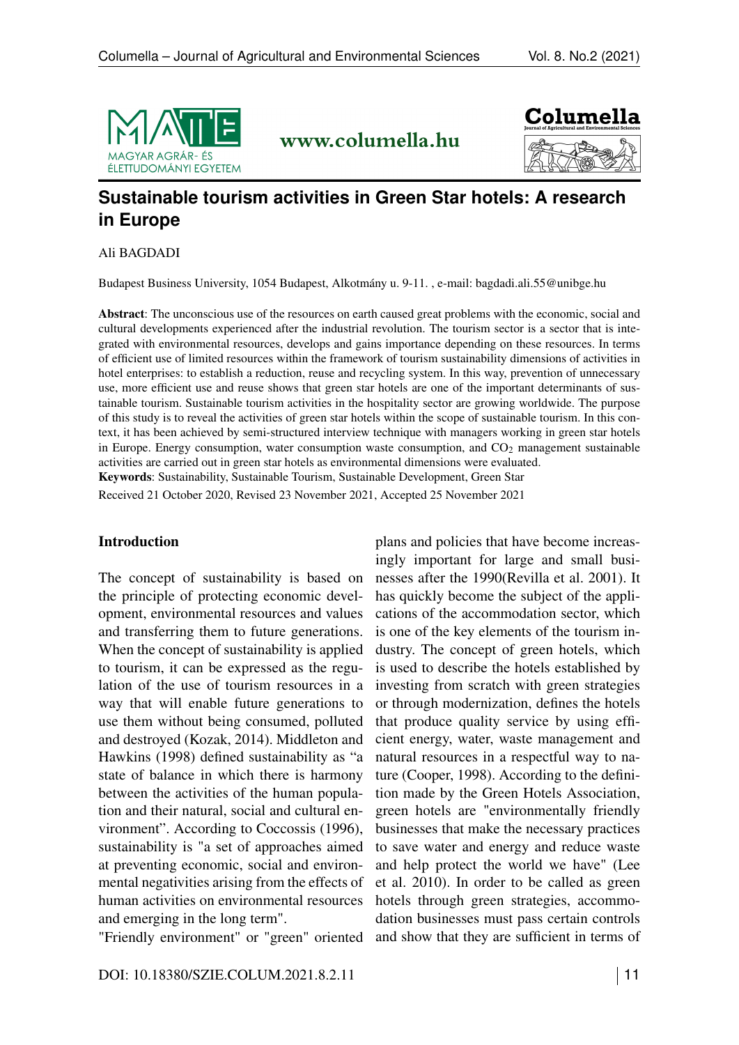# Sustainable tourism activities in Green Star hotels: A research in Europe

Ali BAGDADI

Budapest Business University, 1054 Budapest, Alkotmány u. 9-11. , e-mail: bagdadi.ali.55@unibge.hu

**Abstract**: The unconscious use of the resources on earth caused great problems with the economic, social and cultural developments experienced after the industrial revolution. The tourism sector is a sector that is integrated with environmental resources, develops and gains importance depending on these resources. In terms of efficient use of limited resources within the framework of tourism sustainability dimensions of activities in hotel enterprises: to establish a reduction, reuse and recycling system. In this way, prevention of unnecessary use, more efficient use and reuse shows that green star hotels are one of the important determinants of sustainable tourism. Sustainable tourism activities in the hospitality sector are growing worldwide. The purpose of this study is to reveal the activities of green star hotels within the scope of sustainable tourism. In this context, it has been achieved by semi-structured interview technique with managers working in green star hotels in Europe. Energy consumption, water consumption waste consumption, and $CO_2$ management sustainable activities are carried out in green star hotels as environmental dimensions were evaluated.

**Keywords**: Sustainability, Sustainable Tourism, Sustainable Development, Green Star

Received 21 October 2020, Revised 23 November 2021, Accepted 25 November 2021

## Introduction

The concept of sustainability is based on the principle of protecting economic development, environmental resources and values and transferring them to future generations. When the concept of sustainability is applied to tourism, it can be expressed as the regulation of the use of tourism resources in a way that will enable future generations to use them without being consumed, polluted and destroyed (Kozak, 2014). Middleton and Hawkins (1998) defined sustainability as "a state of balance in which there is harmony between the activities of the human population and their natural, social and cultural environment". According to Coccossis (1996), sustainability is "a set of approaches aimed at preventing economic, social and environmental negativities arising from the effects of human activities on environmental resources and emerging in the long term".

"Friendly environment" or "green" oriented plans and policies that have become increasingly important for large and small businesses after the 1990(Revilla et al. 2001). It has quickly become the subject of the applications of the accommodation sector, which is one of the key elements of the tourism industry. The concept of green hotels, which is used to describe the hotels established by investing from scratch with green strategies or through modernization, defines the hotels that produce quality service by using efficient energy, water, waste management and natural resources in a respectful way to nature (Cooper, 1998). According to the definition made by the Green Hotels Association, green hotels are "environmentally friendly businesses that make the necessary practices to save water and energy and reduce waste and help protect the world we have" (Lee et al. 2010). In order to be called as green hotels through green strategies, accommodation businesses must pass certain controls and show that they are sufficient in terms of

DOI: 10.18380/SZIE.COLUM.2021.8.2.11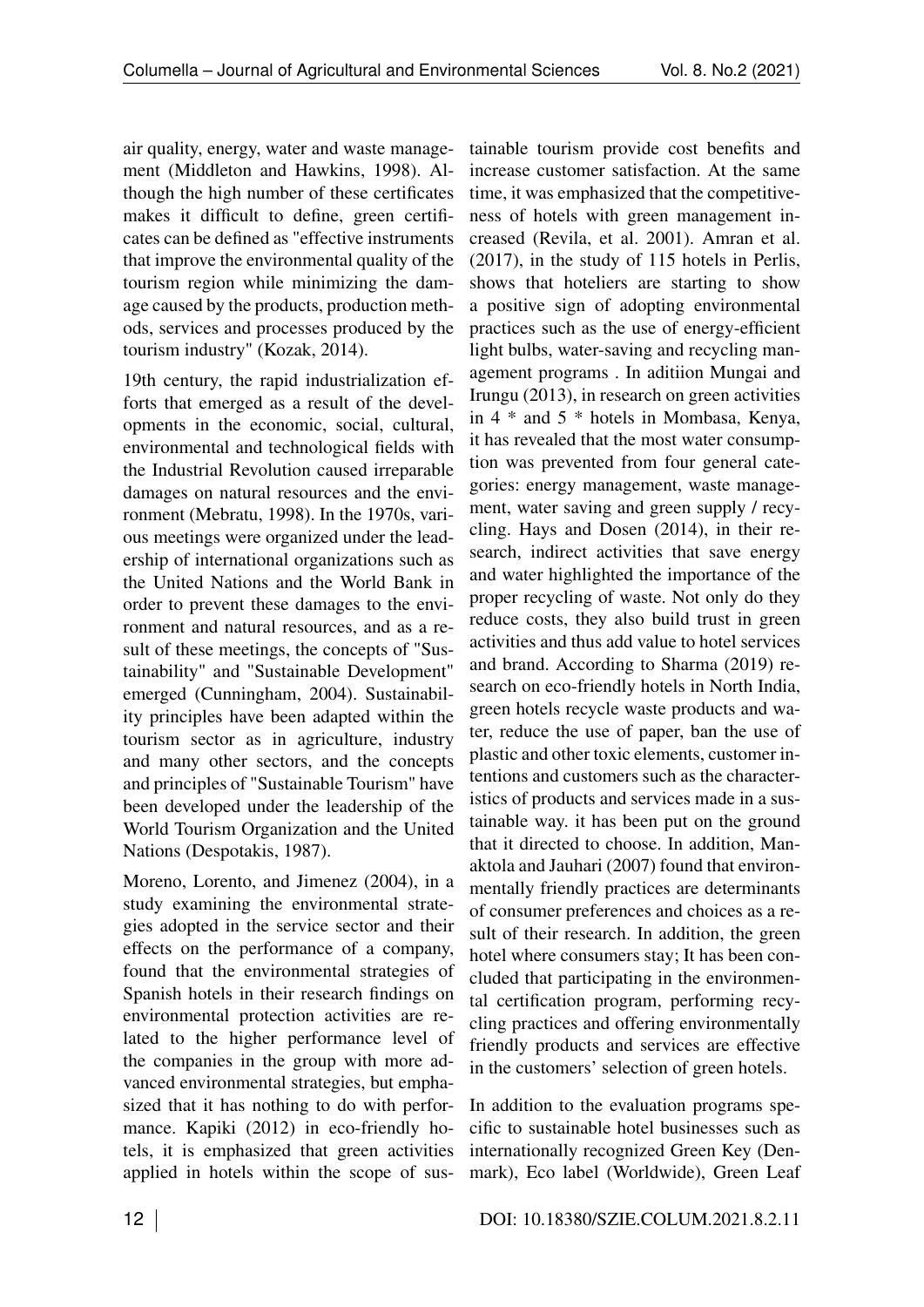air quality, energy, water and waste management (Middleton and Hawkins, 1998). Although the high number of these certificates makes it difficult to define, green certificates can be defined as "effective instruments that improve the environmental quality of the tourism region while minimizing the damage caused by the products, production methods, services and processes produced by the tourism industry" (Kozak, 2014).

19th century, the rapid industrialization efforts that emerged as a result of the developments in the economic, social, cultural, environmental and technological fields with the Industrial Revolution caused irreparable damages on natural resources and the environment (Mebratu, 1998). In the 1970s, various meetings were organized under the leadership of international organizations such as the United Nations and the World Bank in order to prevent these damages to the environment and natural resources, and as a result of these meetings, the concepts of "Sustainability" and "Sustainable Development" emerged (Cunningham, 2004). Sustainability principles have been adapted within the tourism sector as in agriculture, industry and many other sectors, and the concepts and principles of "Sustainable Tourism" have been developed under the leadership of the World Tourism Organization and the United Nations (Despotakis, 1987).

Moreno, Lorento, and Jimenez (2004), in a study examining the environmental strategies adopted in the service sector and their effects on the performance of a company, found that the environmental strategies of Spanish hotels in their research findings on environmental protection activities are related to the higher performance level of the companies in the group with more advanced environmental strategies, but emphasized that it has nothing to do with performance. Kapiki (2012) in eco-friendly hotels, it is emphasized that green activities applied in hotels within the scope of sustainable tourism provide cost benefits and increase customer satisfaction. At the same time, it was emphasized that the competitiveness of hotels with green management increased (Revila, et al. 2001). Amran et al. (2017), in the study of 115 hotels in Perlis, shows that hoteliers are starting to show a positive sign of adopting environmental practices such as the use of energy-efficient light bulbs, water-saving and recycling management programs . In aditiion Mungai and Irungu (2013), in research on green activities in 4 * and 5 * hotels in Mombasa, Kenya, it has revealed that the most water consumption was prevented from four general categories: energy management, waste management, water saving and green supply / recycling. Hays and Dosen (2014), in their research, indirect activities that save energy and water highlighted the importance of the proper recycling of waste. Not only do they reduce costs, they also build trust in green activities and thus add value to hotel services and brand. According to Sharma (2019) research on eco-friendly hotels in North India, green hotels recycle waste products and water, reduce the use of paper, ban the use of plastic and other toxic elements, customer intentions and customers such as the characteristics of products and services made in a sustainable way. it has been put on the ground that it directed to choose. In addition, Manaktola and Jauhari (2007) found that environmentally friendly practices are determinants of consumer preferences and choices as a result of their research. In addition, the green hotel where consumers stay; It has been concluded that participating in the environmental certification program, performing recycling practices and offering environmentally friendly products and services are effective in the customers' selection of green hotels.

In addition to the evaluation programs specific to sustainable hotel businesses such as internationally recognized Green Key (Denmark), Eco label (Worldwide), Green Leaf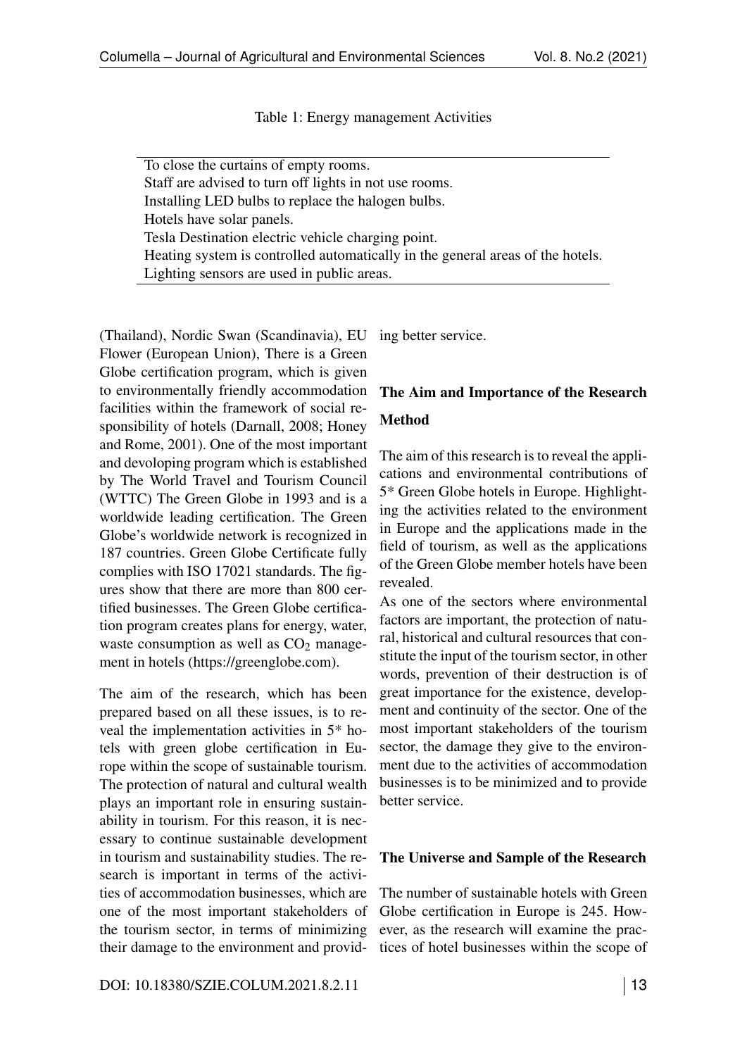Table 1: Energy management Activities

| Energy management Activities |
|---|
| To close the curtains of empty rooms. |
| Staff are advised to turn off lights in not use rooms. |
| Installing LED bulbs to replace the halogen bulbs. |
| Hotels have solar panels. |
| Tesla Destination electric vehicle charging point. |
| Heating system is controlled automatically in the general areas of the hotels. |
| Lighting sensors are used in public areas. |

(Thailand), Nordic Swan (Scandinavia), EU Flower (European Union), There is a Green Globe certification program, which is given to environmentally friendly accommodation facilities within the framework of social responsibility of hotels (Darnall, 2008; Honey and Rome, 2001). One of the most important and devoloping program which is established by The World Travel and Tourism Council (WTTC) The Green Globe in 1993 and is a worldwide leading certification. The Green Globe's worldwide network is recognized in 187 countries. Green Globe Certificate fully complies with ISO 17021 standards. The figures show that there are more than 800 certified businesses. The Green Globe certification program creates plans for energy, water, waste consumption as well as $CO_2$ management in hotels (https://greenglobe.com).

The aim of the research, which has been prepared based on all these issues, is to reveal the implementation activities in 5* hotels with green globe certification in Europe within the scope of sustainable tourism. The protection of natural and cultural wealth plays an important role in ensuring sustainability in tourism. For this reason, it is necessary to continue sustainable development in tourism and sustainability studies. The research is important in terms of the activities of accommodation businesses, which are one of the most important stakeholders of the tourism sector, in terms of minimizing their damage to the environment and providing better service.

## The Aim and Importance of the Research

## Method

The aim of this research is to reveal the applications and environmental contributions of 5* Green Globe hotels in Europe. Highlighting the activities related to the environment in Europe and the applications made in the field of tourism, as well as the applications of the Green Globe member hotels have been revealed.

As one of the sectors where environmental factors are important, the protection of natural, historical and cultural resources that constitute the input of the tourism sector, in other words, prevention of their destruction is of great importance for the existence, development and continuity of the sector. One of the most important stakeholders of the tourism sector, the damage they give to the environment due to the activities of accommodation businesses is to be minimized and to provide better service.

## The Universe and Sample of the Research

The number of sustainable hotels with Green Globe certification in Europe is 245. However, as the research will examine the practices of hotel businesses within the scope of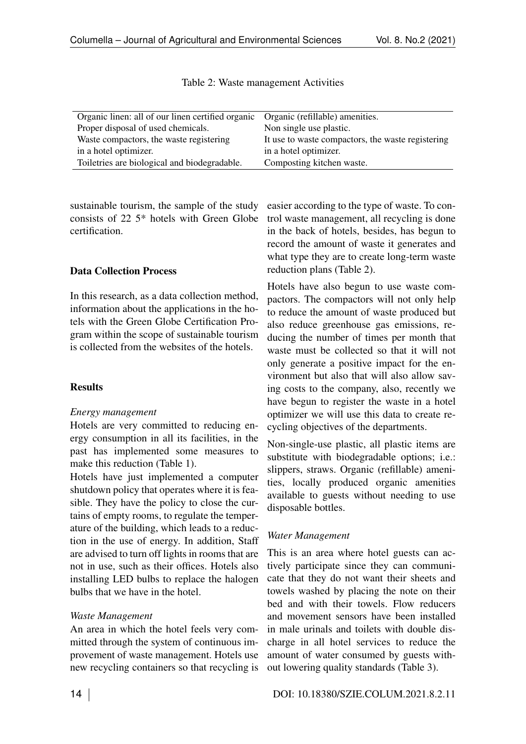Table 2: Waste management Activities

| | |
|---|---|
| Organic linen: all of our linen certified organic | Organic (refillable) amenities. |
| Proper disposal of used chemicals. | Non single use plastic. |
| Waste compactors, the waste registering in a hotel optimizer. | It use to waste compactors, the waste registering in a hotel optimizer. |
| Toiletries are biological and biodegradable. | Composting kitchen waste. |

sustainable tourism, the sample of the study consists of 22 5* hotels with Green Globe certification.

### Data Collection Process

In this research, as a data collection method, information about the applications in the hotels with the Green Globe Certification Program within the scope of sustainable tourism is collected from the websites of the hotels.

### Results

*Energy management*

Hotels are very committed to reducing energy consumption in all its facilities, in the past has implemented some measures to make this reduction (Table 1).

Hotels have just implemented a computer shutdown policy that operates where it is feasible. They have the policy to close the curtains of empty rooms, to regulate the temperature of the building, which leads to a reduction in the use of energy. In addition, Staff are advised to turn off lights in rooms that are not in use, such as their offices. Hotels also installing LED bulbs to replace the halogen bulbs that we have in the hotel.

*Waste Management*

An area in which the hotel feels very committed through the system of continuous improvement of waste management. Hotels use new recycling containers so that recycling is easier according to the type of waste. To control waste management, all recycling is done in the back of hotels, besides, has begun to record the amount of waste it generates and what type they are to create long-term waste reduction plans (Table 2).

Hotels have also begun to use waste compactors. The compactors will not only help to reduce the amount of waste produced but also reduce greenhouse gas emissions, reducing the number of times per month that waste must be collected so that it will not only generate a positive impact for the environment but also that will also allow saving costs to the company, also, recently we have begun to register the waste in a hotel optimizer we will use this data to create recycling objectives of the departments.

Non-single-use plastic, all plastic items are substitute with biodegradable options; i.e.: slippers, straws. Organic (refillable) amenities, locally produced organic amenities available to guests without needing to use disposable bottles.

*Water Management*

This is an area where hotel guests can actively participate since they can communicate that they do not want their sheets and towels washed by placing the note on their bed and with their towels. Flow reducers and movement sensors have been installed in male urinals and toilets with double discharge in all hotel services to reduce the amount of water consumed by guests without lowering quality standards (Table 3).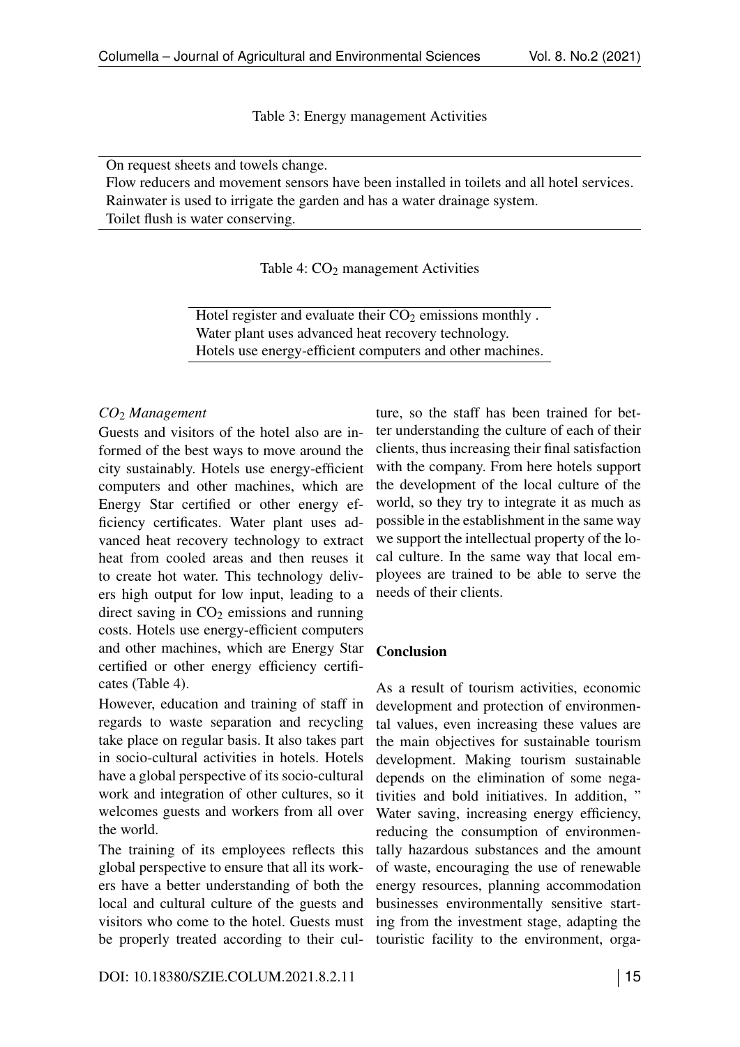Table 3: Energy management Activities

| |
|---|
| On request sheets and towels change. |
| Flow reducers and movement sensors have been installed in toilets and all hotel services. |
| Rainwater is used to irrigate the garden and has a water drainage system. |
| Toilet flush is water conserving. |

Table 4: $CO_2$ management Activities

| |
|---|
| Hotel register and evaluate their $CO_2$ emissions monthly . |
| Water plant uses advanced heat recovery technology. |
| Hotels use energy-efficient computers and other machines. |

*$CO_2$ Management*

Guests and visitors of the hotel also are informed of the best ways to move around the city sustainably. Hotels use energy-efficient computers and other machines, which are Energy Star certified or other energy efficiency certificates. Water plant uses advanced heat recovery technology to extract heat from cooled areas and then reuses it to create hot water. This technology delivers high output for low input, leading to a direct saving in $CO_2$ emissions and running costs. Hotels use energy-efficient computers and other machines, which are Energy Star certified or other energy efficiency certificates (Table 4).

However, education and training of staff in regards to waste separation and recycling take place on regular basis. It also takes part in socio-cultural activities in hotels. Hotels have a global perspective of its socio-cultural work and integration of other cultures, so it welcomes guests and workers from all over the world.

The training of its employees reflects this global perspective to ensure that all its workers have a better understanding of both the local and cultural culture of the guests and visitors who come to the hotel. Guests must be properly treated according to their culture, so the staff has been trained for better understanding the culture of each of their clients, thus increasing their final satisfaction with the company. From here hotels support the development of the local culture of the world, so they try to integrate it as much as possible in the establishment in the same way we support the intellectual property of the local culture. In the same way that local employees are trained to be able to serve the needs of their clients.

## Conclusion

As a result of tourism activities, economic development and protection of environmental values, even increasing these values are the main objectives for sustainable tourism development. Making tourism sustainable depends on the elimination of some negativities and bold initiatives. In addition, " Water saving, increasing energy efficiency, reducing the consumption of environmentally hazardous substances and the amount of waste, encouraging the use of renewable energy resources, planning accommodation businesses environmentally sensitive starting from the investment stage, adapting the touristic facility to the environment, orga-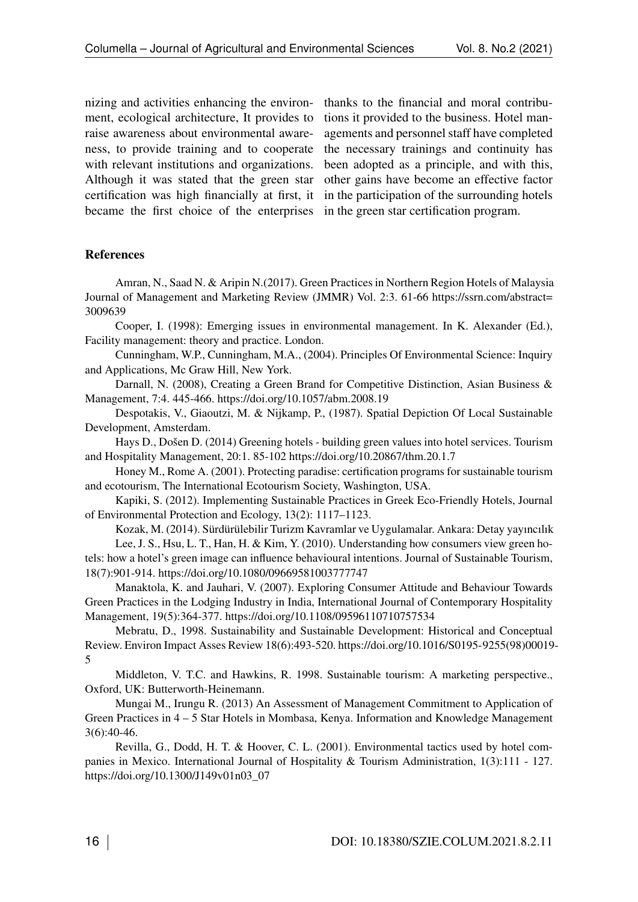nizing and activities enhancing the environment, ecological architecture, It provides to raise awareness about environmental awareness, to provide training and to cooperate with relevant institutions and organizations. Although it was stated that the green star certification was high financially at first, it became the first choice of the enterprises thanks to the financial and moral contributions it provided to the business. Hotel managements and personnel staff have completed the necessary trainings and continuity has been adopted as a principle, and with this, other gains have become an effective factor in the participation of the surrounding hotels in the green star certification program.

## References

Amran, N., Saad N. & Aripin N.(2017). Green Practices in Northern Region Hotels of Malaysia Journal of Management and Marketing Review (JMMR) Vol. 2:3. 61-66 https://ssrn.com/abstract=3009639

Cooper, I. (1998): Emerging issues in environmental management. In K. Alexander (Ed.), Facility management: theory and practice. London.

Cunningham, W.P., Cunningham, M.A., (2004). Principles Of Environmental Science: Inquiry and Applications, Mc Graw Hill, New York.

Darnall, N. (2008), Creating a Green Brand for Competitive Distinction, Asian Business & Management, 7:4. 445-466. https://doi.org/10.1057/abm.2008.19

Despotakis, V., Giaoutzi, M. & Nijkamp, P., (1987). Spatial Depiction Of Local Sustainable Development, Amsterdam.

Hays D., Došen D. (2014) Greening hotels - building green values into hotel services. Tourism and Hospitality Management, 20:1. 85-102 https://doi.org/10.20867/thm.20.1.7

Honey M., Rome A. (2001). Protecting paradise: certification programs for sustainable tourism and ecotourism, The International Ecotourism Society, Washington, USA.

Kapiki, S. (2012). Implementing Sustainable Practices in Greek Eco-Friendly Hotels, Journal of Environmental Protection and Ecology, 13(2): 1117–1123.

Kozak, M. (2014). Sürdürülebilir Turizm Kavramlar ve Uygulamalar. Ankara: Detay yayıncılık

Lee, J. S., Hsu, L. T., Han, H. & Kim, Y. (2010). Understanding how consumers view green hotels: how a hotel's green image can influence behavioural intentions. Journal of Sustainable Tourism, 18(7):901-914. https://doi.org/10.1080/09669581003777747

Manaktola, K. and Jauhari, V. (2007). Exploring Consumer Attitude and Behaviour Towards Green Practices in the Lodging Industry in India, International Journal of Contemporary Hospitality Management, 19(5):364-377. https://doi.org/10.1108/09596110710757534

Mebratu, D., 1998. Sustainability and Sustainable Development: Historical and Conceptual Review. Environ Impact Asses Review 18(6):493-520. https://doi.org/10.1016/S0195-9255(98)00019-5

Middleton, V. T.C. and Hawkins, R. 1998. Sustainable tourism: A marketing perspective., Oxford, UK: Butterworth-Heinemann.

Mungai M., Irungu R. (2013) An Assessment of Management Commitment to Application of Green Practices in 4 – 5 Star Hotels in Mombasa, Kenya. Information and Knowledge Management 3(6):40-46.

Revilla, G., Dodd, H. T. & Hoover, C. L. (2001). Environmental tactics used by hotel companies in Mexico. International Journal of Hospitality & Tourism Administration, 1(3):111 - 127. https://doi.org/10.1300/J149v01n03_07